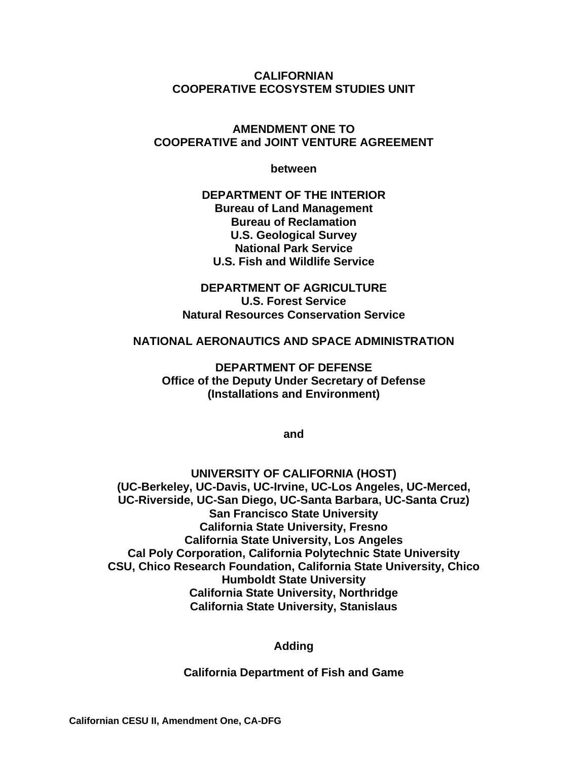# CALIFORNIAN
# COOPERATIVE ECOSYSTEM STUDIES UNIT

## AMENDMENT ONE TO
## COOPERATIVE and JOINT VENTURE AGREEMENT

**between**

**DEPARTMENT OF THE INTERIOR**
**Bureau of Land Management**
**Bureau of Reclamation**
**U.S. Geological Survey**
**National Park Service**
**U.S. Fish and Wildlife Service**

**DEPARTMENT OF AGRICULTURE**
**U.S. Forest Service**
**Natural Resources Conservation Service**

**NATIONAL AERONAUTICS AND SPACE ADMINISTRATION**

**DEPARTMENT OF DEFENSE**
**Office of the Deputy Under Secretary of Defense**
**(Installations and Environment)**

**and**

**UNIVERSITY OF CALIFORNIA (HOST)**
**(UC-Berkeley, UC-Davis, UC-Irvine, UC-Los Angeles, UC-Merced,**
**UC-Riverside, UC-San Diego, UC-Santa Barbara, UC-Santa Cruz)**
**San Francisco State University**
**California State University, Fresno**
**California State University, Los Angeles**
**Cal Poly Corporation, California Polytechnic State University**
**CSU, Chico Research Foundation, California State University, Chico**
**Humboldt State University**
**California State University, Northridge**
**California State University, Stanislaus**

**Adding**

**California Department of Fish and Game**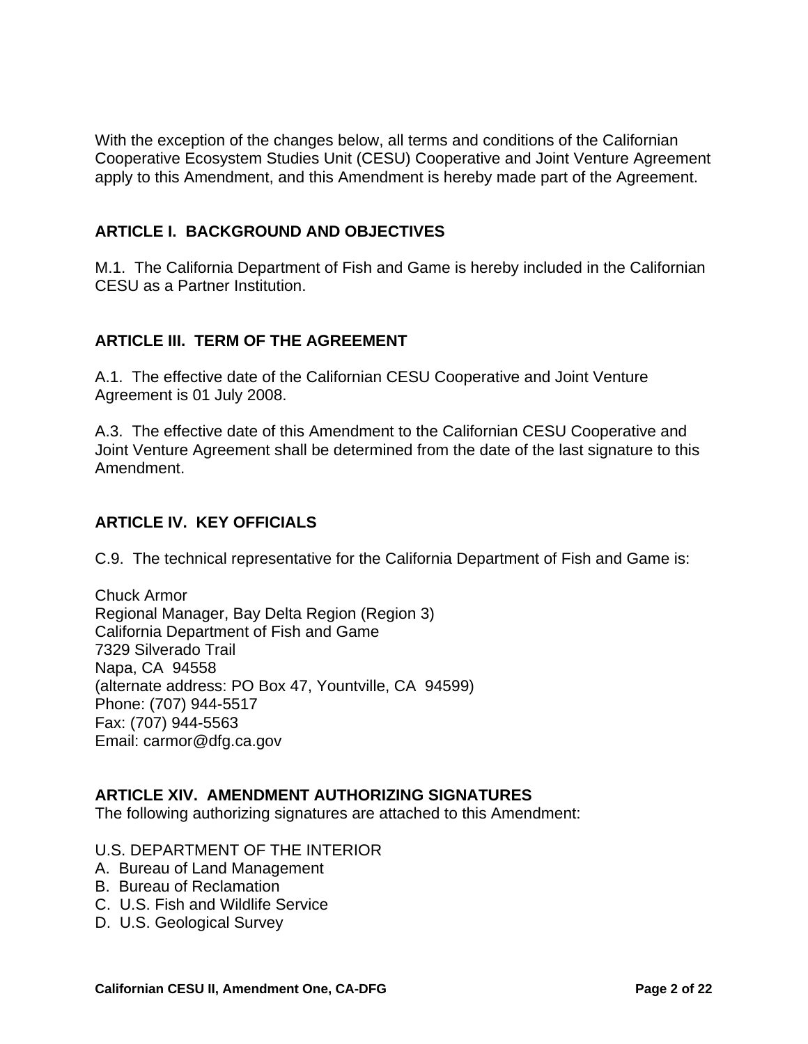With the exception of the changes below, all terms and conditions of the Californian Cooperative Ecosystem Studies Unit (CESU) Cooperative and Joint Venture Agreement apply to this Amendment, and this Amendment is hereby made part of the Agreement.

## ARTICLE I. BACKGROUND AND OBJECTIVES

M.1. The California Department of Fish and Game is hereby included in the Californian CESU as a Partner Institution.

## ARTICLE III. TERM OF THE AGREEMENT

A.1. The effective date of the Californian CESU Cooperative and Joint Venture Agreement is 01 July 2008.

A.3. The effective date of this Amendment to the Californian CESU Cooperative and Joint Venture Agreement shall be determined from the date of the last signature to this Amendment.

## ARTICLE IV. KEY OFFICIALS

C.9. The technical representative for the California Department of Fish and Game is:

Chuck Armor
Regional Manager, Bay Delta Region (Region 3)
California Department of Fish and Game
7329 Silverado Trail
Napa, CA 94558
(alternate address: PO Box 47, Yountville, CA 94599)
Phone: (707) 944-5517
Fax: (707) 944-5563
Email: carmor@dfg.ca.gov

## ARTICLE XIV. AMENDMENT AUTHORIZING SIGNATURES

The following authorizing signatures are attached to this Amendment:

U.S. DEPARTMENT OF THE INTERIOR

A. Bureau of Land Management
B. Bureau of Reclamation
C. U.S. Fish and Wildlife Service
D. U.S. Geological Survey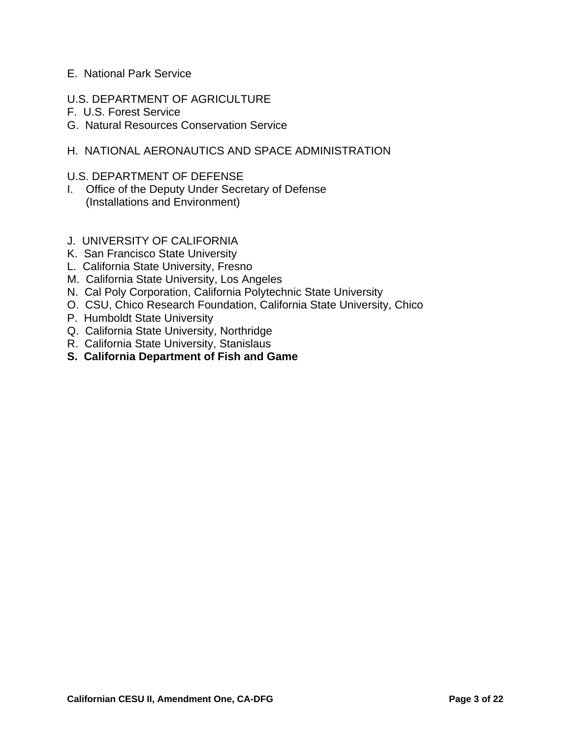E. National Park Service

U.S. DEPARTMENT OF AGRICULTURE
F. U.S. Forest Service
G. Natural Resources Conservation Service

H. NATIONAL AERONAUTICS AND SPACE ADMINISTRATION

U.S. DEPARTMENT OF DEFENSE
I. Office of the Deputy Under Secretary of Defense
(Installations and Environment)

J. UNIVERSITY OF CALIFORNIA
K. San Francisco State University
L. California State University, Fresno
M. California State University, Los Angeles
N. Cal Poly Corporation, California Polytechnic State University
O. CSU, Chico Research Foundation, California State University, Chico
P. Humboldt State University
Q. California State University, Northridge
R. California State University, Stanislaus
**S. California Department of Fish and Game**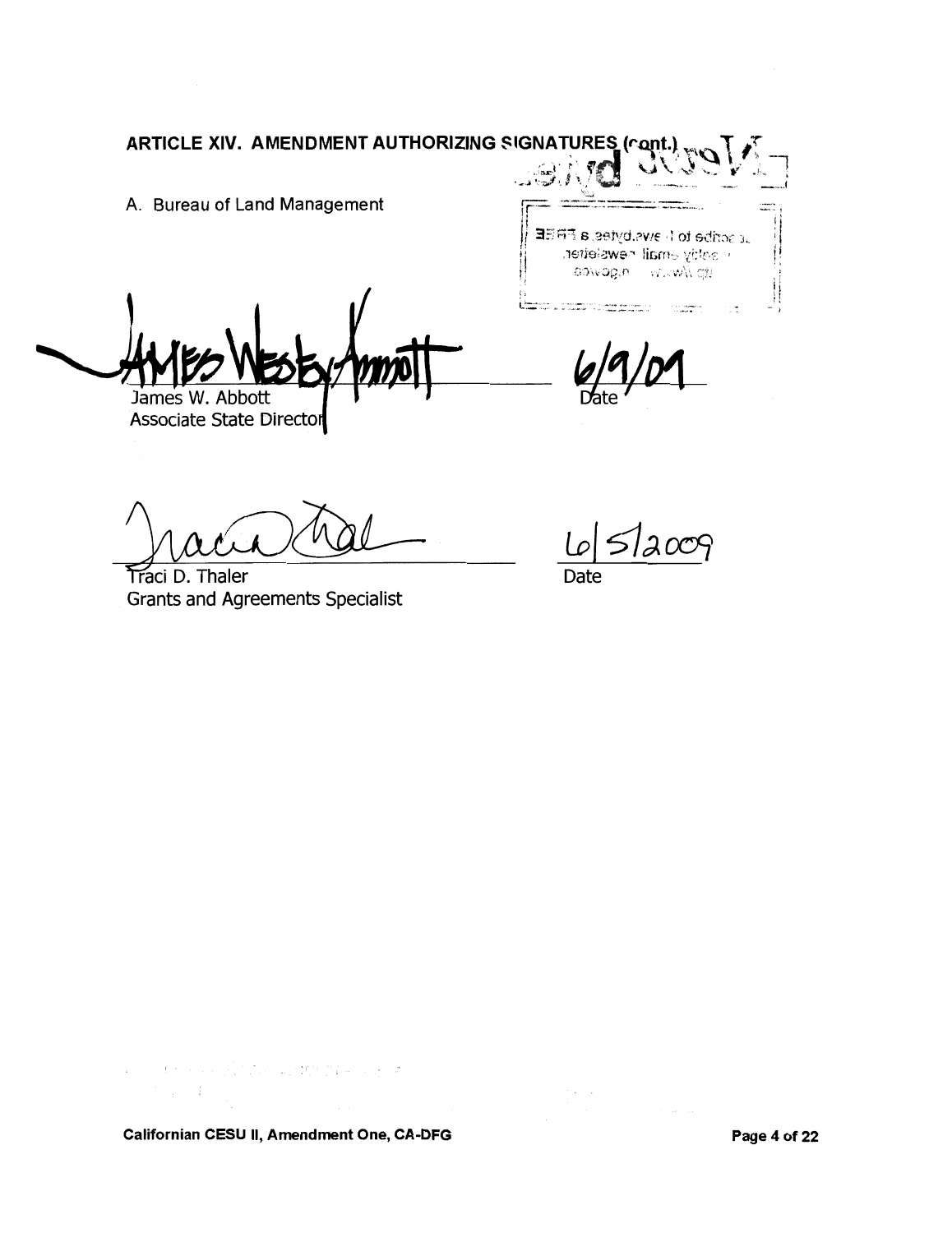## ARTICLE XIV. AMENDMENT AUTHORIZING SIGNATURES (cont.)

A. Bureau of Land Management

James W. Abbott
Associate State Director

6/9/09
Date

Traci D. Thaler
Grants and Agreements Specialist

6/5/2009
Date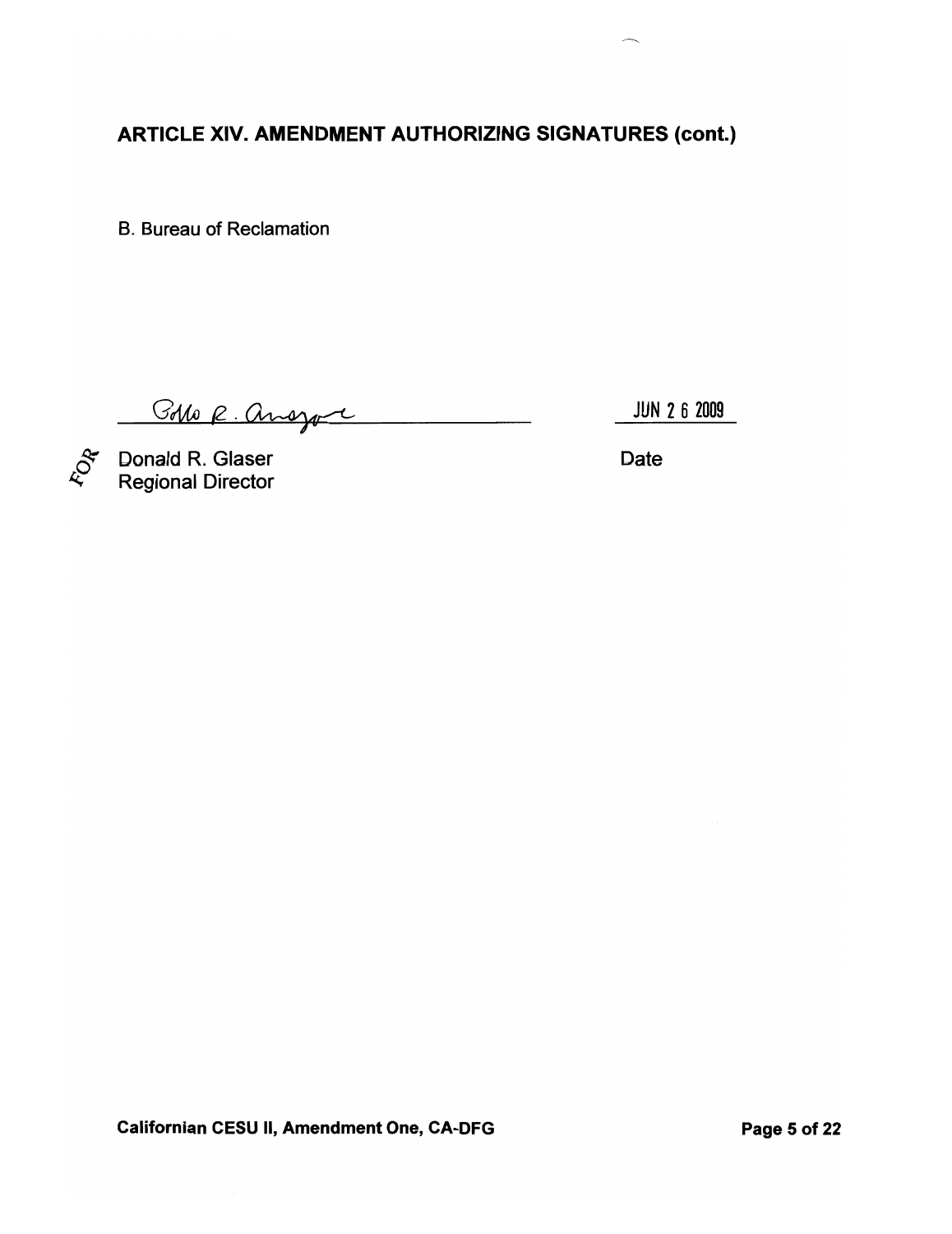## ARTICLE XIV. AMENDMENT AUTHORIZING SIGNATURES (cont.)

B. Bureau of Reclamation

Pablo R. Arroyave                                   JUN 26 2009

FOR Donald R. Glaser                              Date
Regional Director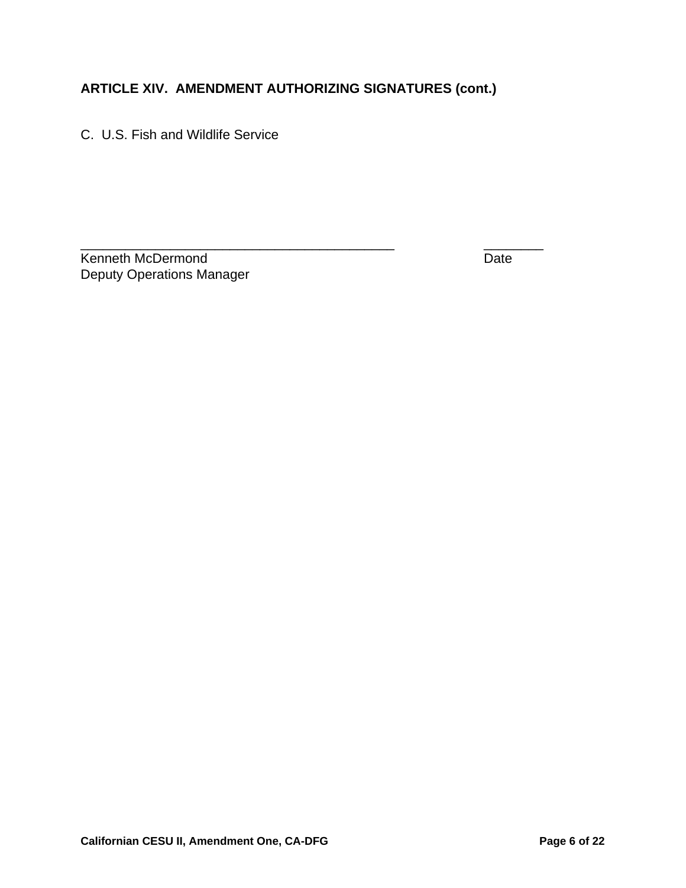**ARTICLE XIV. AMENDMENT AUTHORIZING SIGNATURES (cont.)**

C. U.S. Fish and Wildlife Service

_____________________________________________ ________

Kenneth McDermond Date

Deputy Operations Manager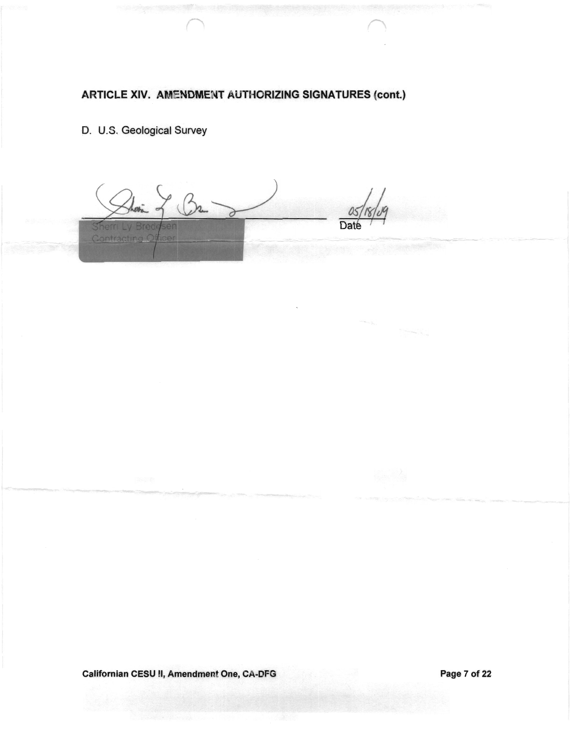## ARTICLE XIV. AMENDMENT AUTHORIZING SIGNATURES (cont.)

D. U.S. Geological Survey

_______________________________ 05/18/09
Sherri Ly Bredesen  Date
Contracting Officer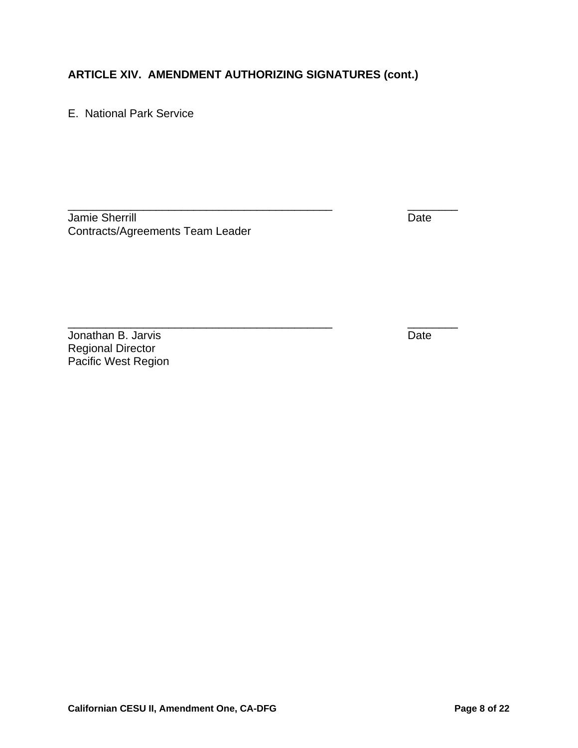**ARTICLE XIV. AMENDMENT AUTHORIZING SIGNATURES (cont.)**

E. National Park Service

_____________________________________________ ________

Jamie Sherrill Date

Contracts/Agreements Team Leader

_____________________________________________ ________

Jonathan B. Jarvis Date

Regional Director

Pacific West Region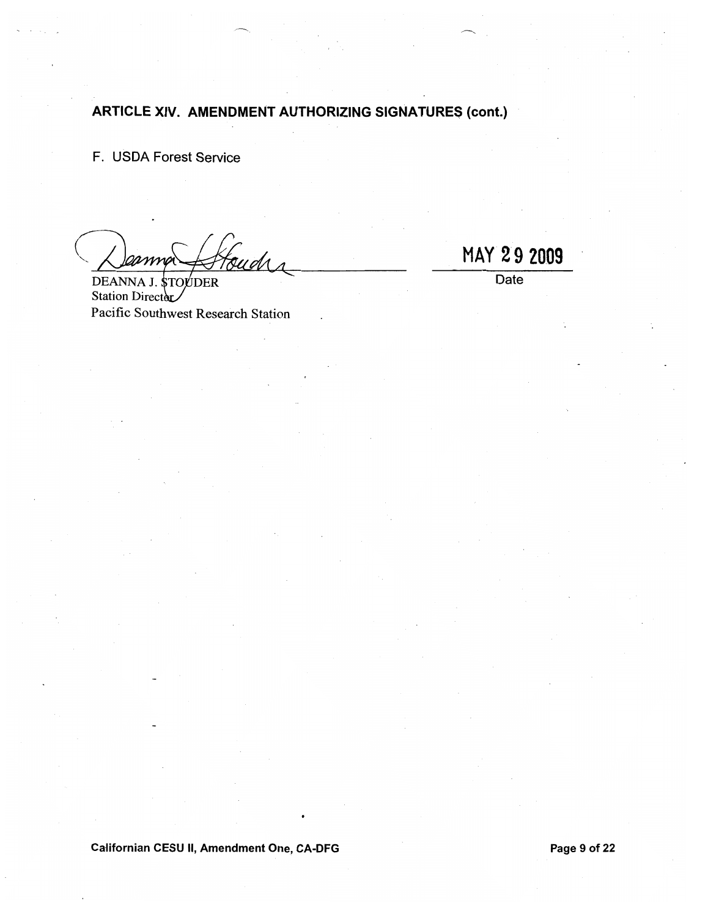## ARTICLE XIV. AMENDMENT AUTHORIZING SIGNATURES (cont.)

F. USDA Forest Service

DEANNA J. STOUDER
Station Director
Pacific Southwest Research Station

MAY 29 2009
Date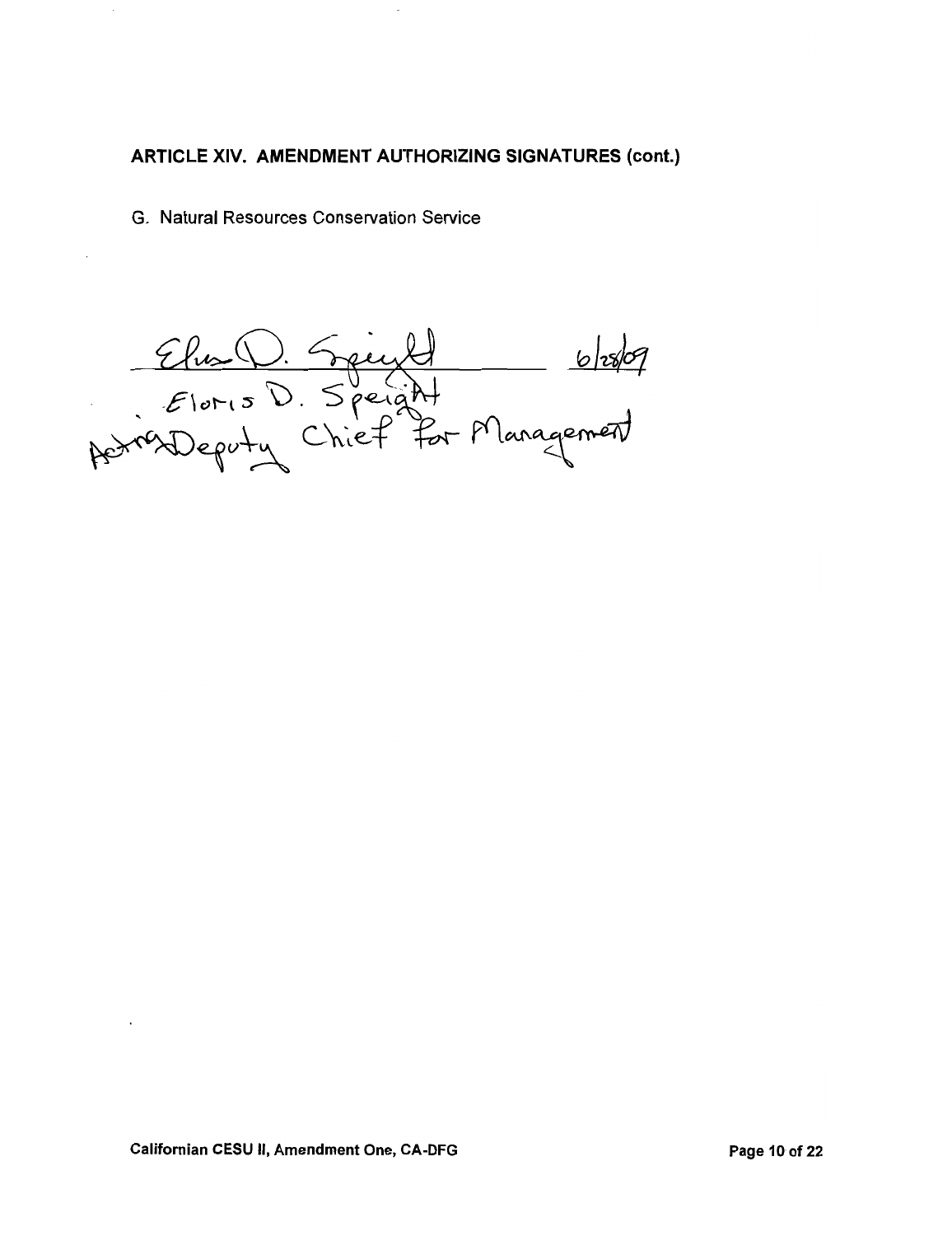**ARTICLE XIV. AMENDMENT AUTHORIZING SIGNATURES (cont.)**

G. Natural Resources Conservation Service

Eloris D. Speight 6/28/09

Eloris D. Speight
Acting Deputy Chief for Management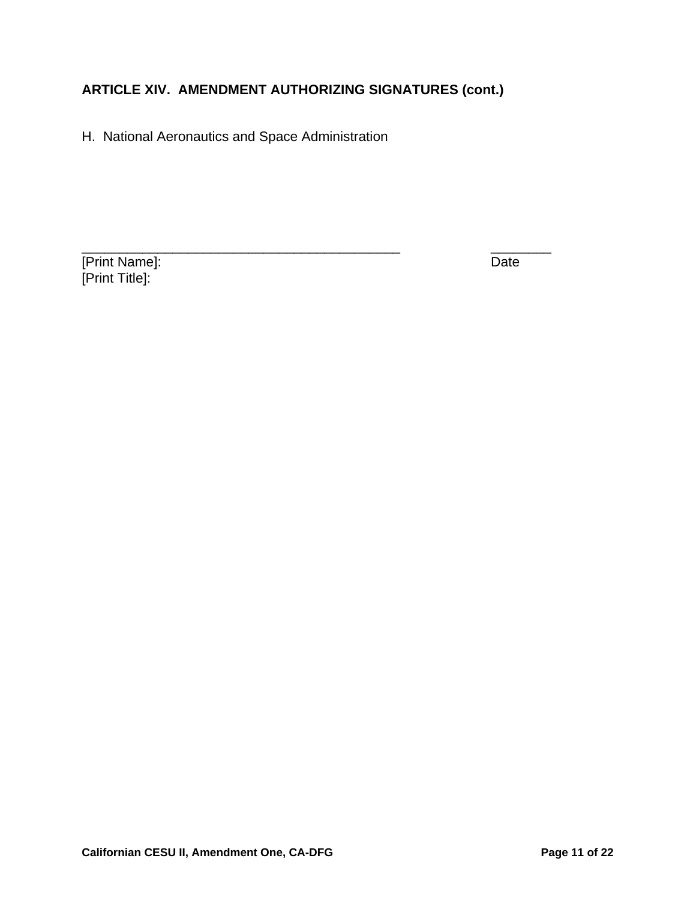### ARTICLE XIV. AMENDMENT AUTHORIZING SIGNATURES (cont.)

H. National Aeronautics and Space Administration

_____________________________________________ ________
[Print Name]: Date
[Print Title]: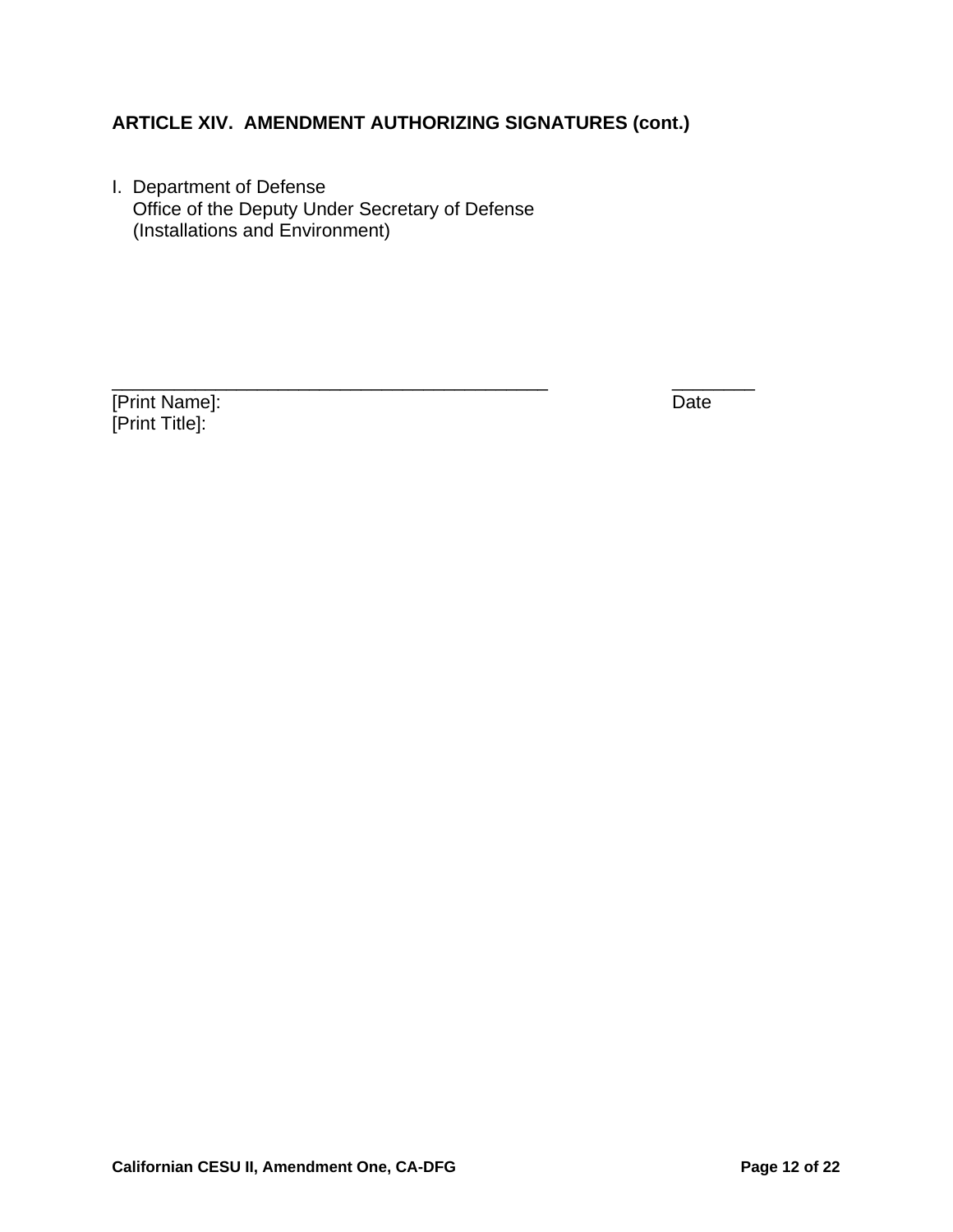### ARTICLE XIV. AMENDMENT AUTHORIZING SIGNATURES (cont.)

I. Department of Defense
   Office of the Deputy Under Secretary of Defense
   (Installations and Environment)

_____________________________________________ ________
[Print Name]: Date
[Print Title]: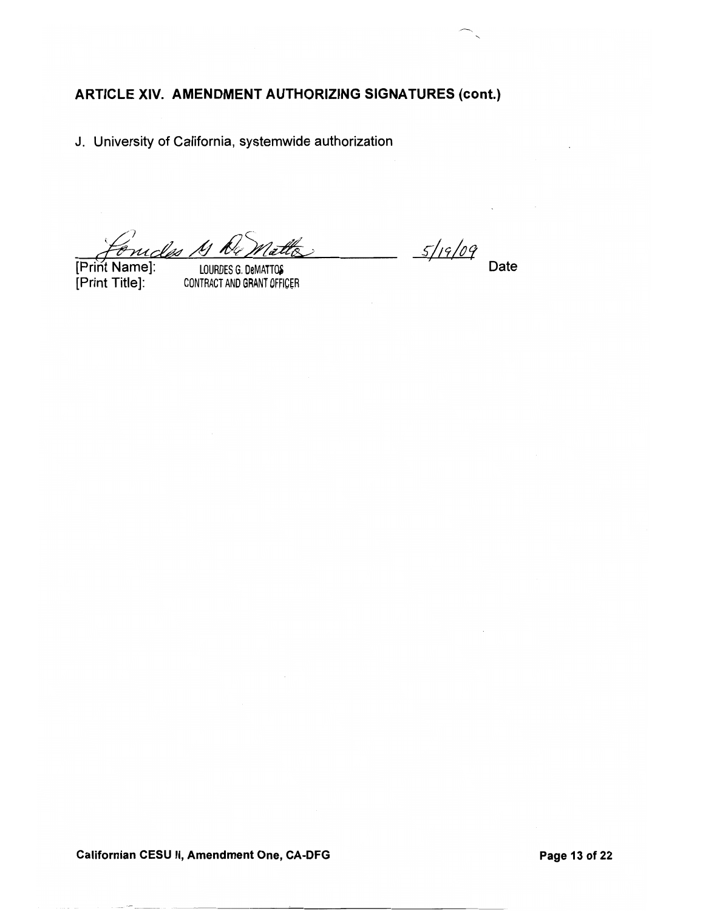## ARTICLE XIV. AMENDMENT AUTHORIZING SIGNATURES (cont.)

J. University of California, systemwide authorization

Lourdes G. DeMattos &nbsp;&nbsp;&nbsp;&nbsp;&nbsp;&nbsp;&nbsp;&nbsp; 5/19/09

[Print Name]: LOURDES G. DeMATTOS &nbsp;&nbsp;&nbsp;&nbsp;&nbsp;&nbsp;&nbsp;&nbsp; Date

[Print Title]: CONTRACT AND GRANT OFFICER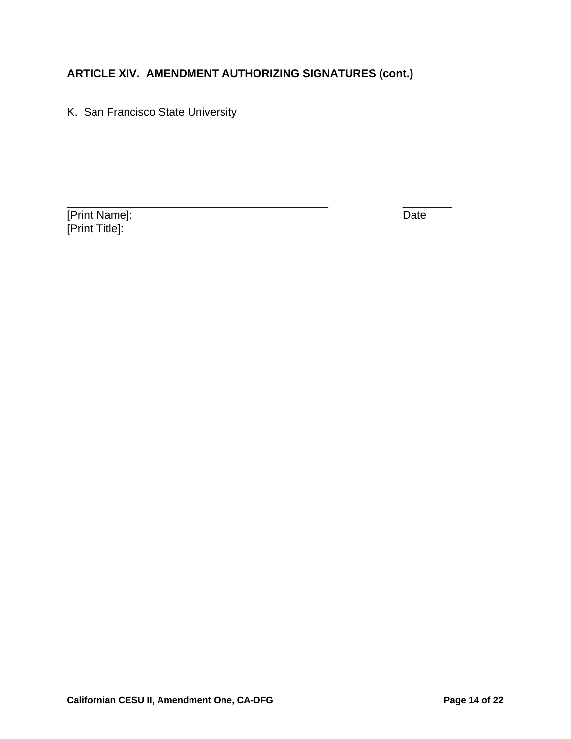**ARTICLE XIV. AMENDMENT AUTHORIZING SIGNATURES (cont.)**

K. San Francisco State University

_____________________________________________ ________
[Print Name]: Date
[Print Title]: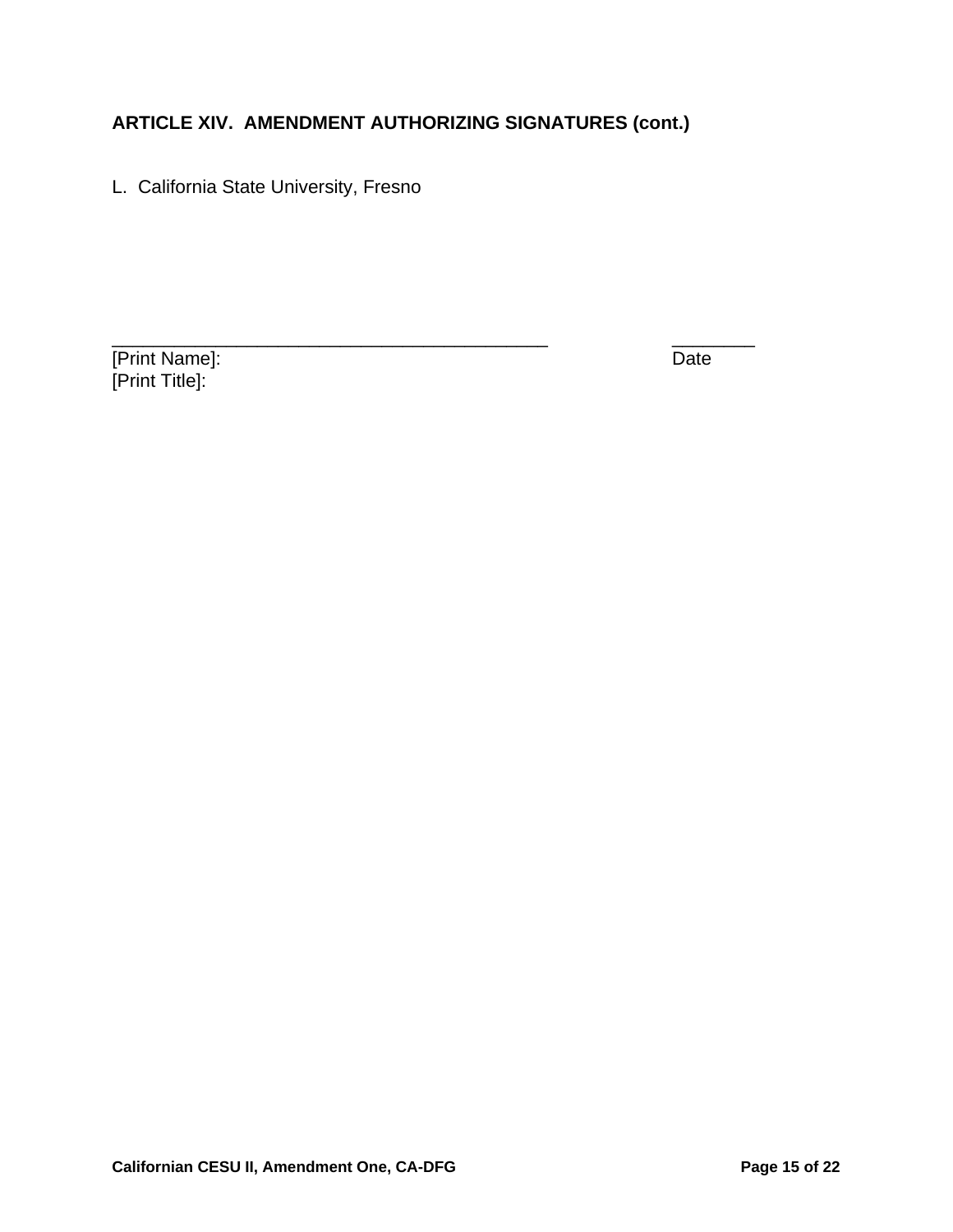**ARTICLE XIV. AMENDMENT AUTHORIZING SIGNATURES (cont.)**

L. California State University, Fresno

\_\_\_\_\_\_\_\_\_\_\_\_\_\_\_\_\_\_\_\_\_\_\_\_\_\_\_\_\_\_\_\_\_\_\_\_\_\_\_\_\_\_\_\_ \_\_\_\_\_\_\_\_\_
[Print Name]: Date
[Print Title]: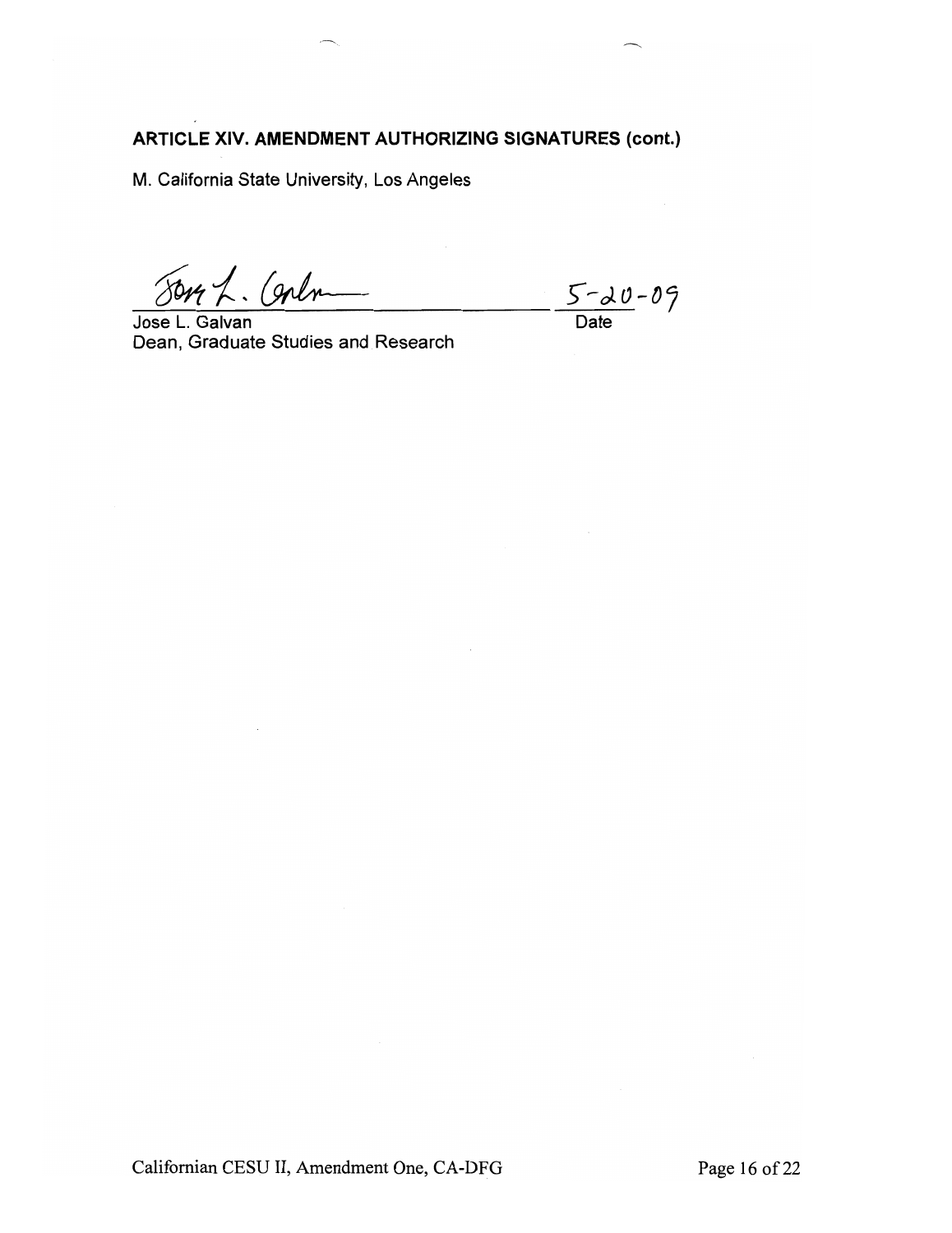## ARTICLE XIV. AMENDMENT AUTHORIZING SIGNATURES (cont.)

M. California State University, Los Angeles

Jose L. Galvan — 5-20-09

Jose L. Galvan
Dean, Graduate Studies and Research

Date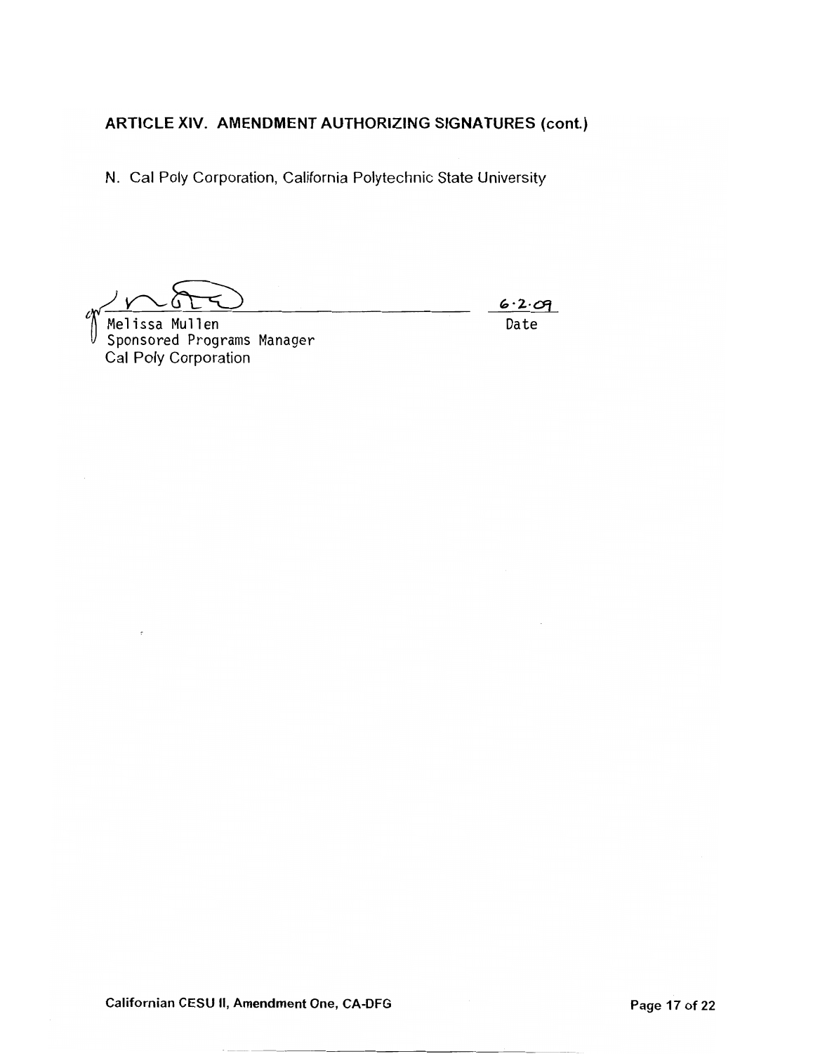## ARTICLE XIV. AMENDMENT AUTHORIZING SIGNATURES (cont.)

N. Cal Poly Corporation, California Polytechnic State University

Melissa Mullen
Sponsored Programs Manager
Cal Poly Corporation

6·2·09
Date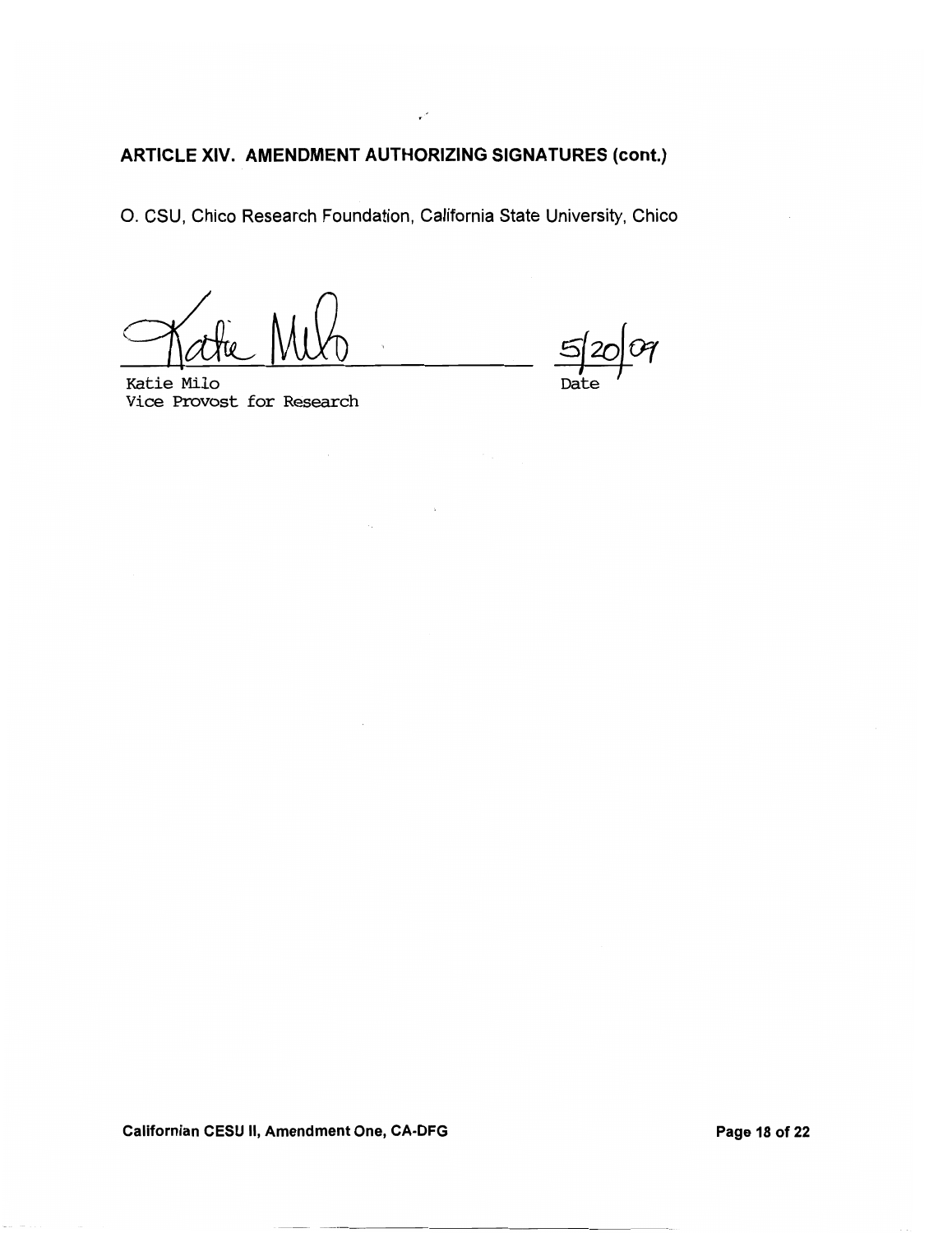**ARTICLE XIV. AMENDMENT AUTHORIZING SIGNATURES (cont.)**

O. CSU, Chico Research Foundation, California State University, Chico

Katie Milo
Vice Provost for Research

5/20/09
Date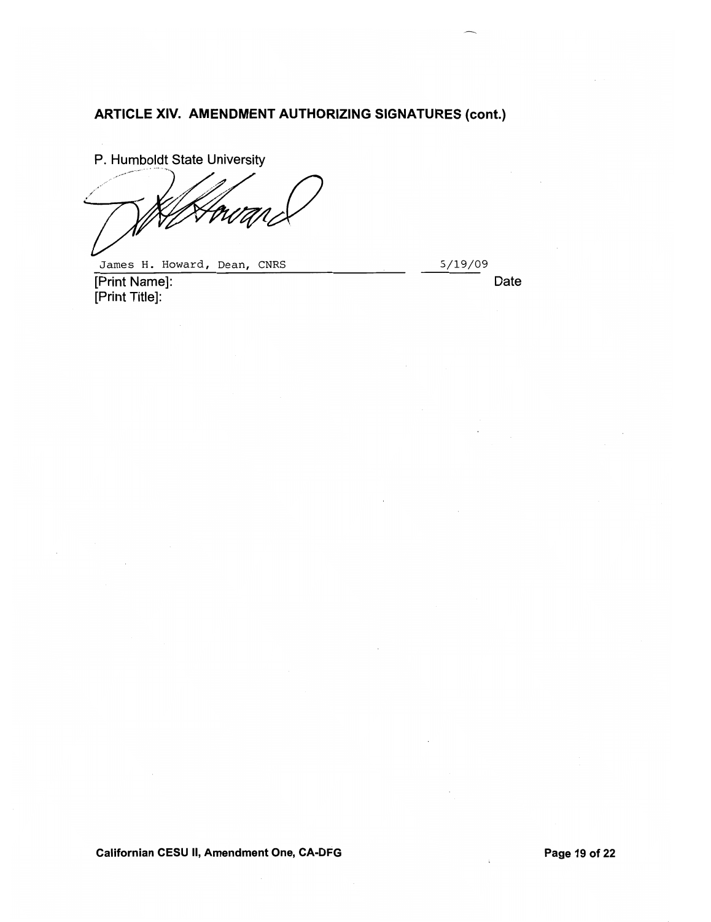## ARTICLE XIV. AMENDMENT AUTHORIZING SIGNATURES (cont.)

P. Humboldt State University

James H. Howard, Dean, CNRS 5/19/09

[Print Name]: Date

[Print Title]: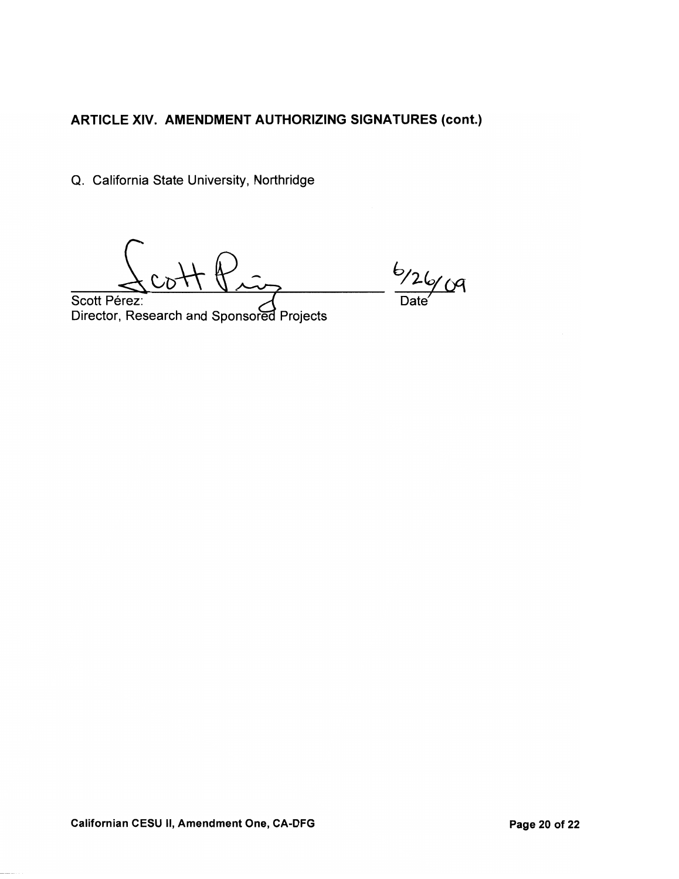## ARTICLE XIV. AMENDMENT AUTHORIZING SIGNATURES (cont.)

Q. California State University, Northridge

Scott Pérez: Director, Research and Sponsored Projects

6/26/09
Date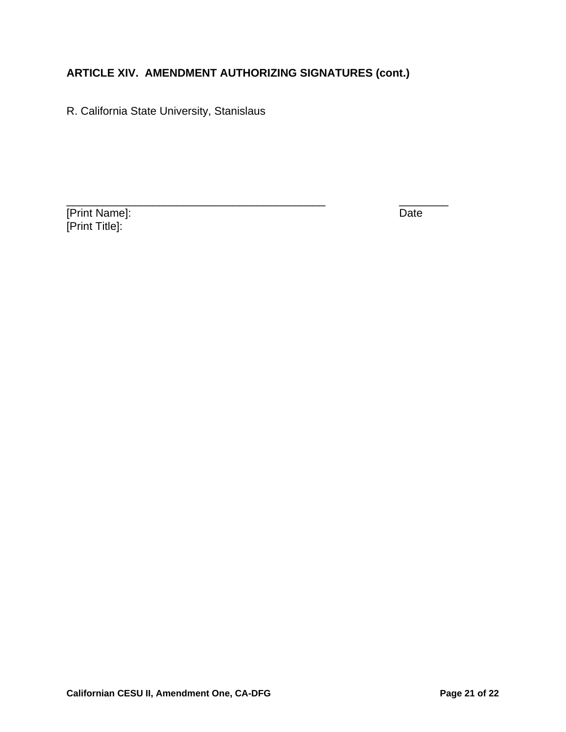**ARTICLE XIV. AMENDMENT AUTHORIZING SIGNATURES (cont.)**

R. California State University, Stanislaus

_____________________________________________ ________
[Print Name]: Date
[Print Title]: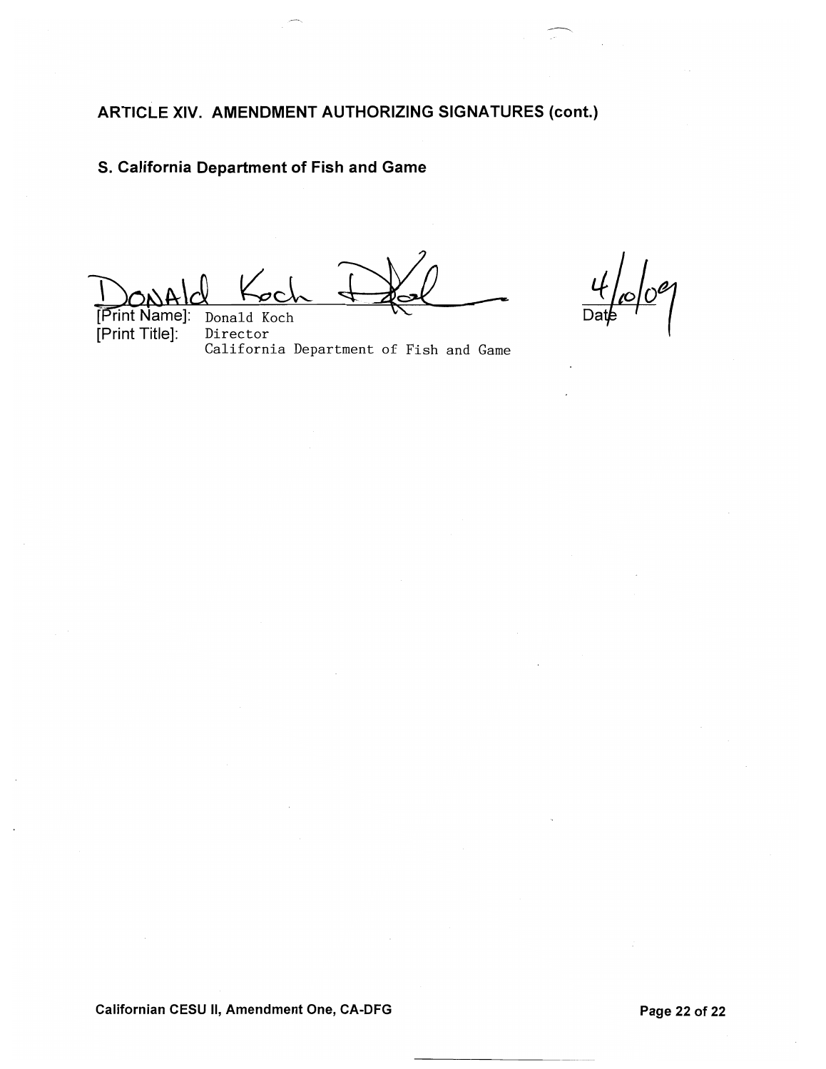## ARTICLE XIV. AMENDMENT AUTHORIZING SIGNATURES (cont.)

### S. California Department of Fish and Game

Donald Koch

[Print Name]: Donald Koch
[Print Title]: Director
California Department of Fish and Game

4/10/09
Date